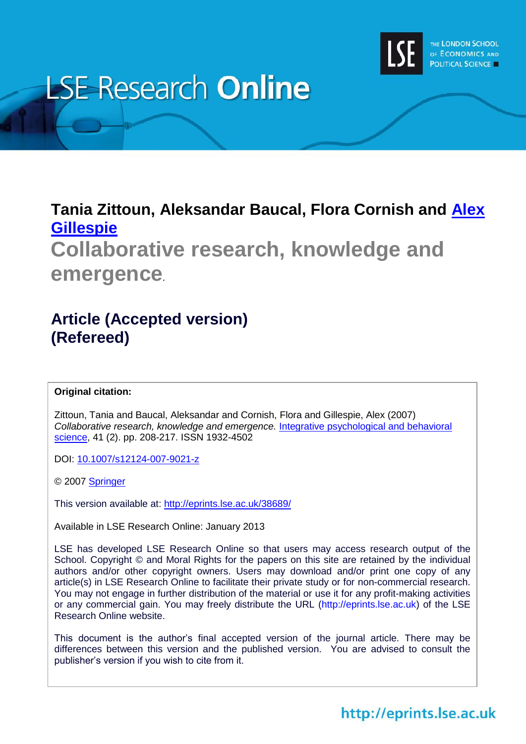# LSE Research Online

**Tania Zittoun, Aleksandar Baucal, Flora Cornish and Alex Gillespie**

## Collaborative research, knowledge and emergence.

### Article (Accepted version) (Refereed)

**Original citation:**

Zittoun, Tania and Baucal, Aleksandar and Cornish, Flora and Gillespie, Alex (2007) *Collaborative research, knowledge and emergence.* Integrative psychological and behavioral science, 41 (2). pp. 208-217. ISSN 1932-4502

DOI: 10.1007/s12124-007-9021-z

© 2007 Springer

This version available at: http://eprints.lse.ac.uk/38689/

Available in LSE Research Online: January 2013

LSE has developed LSE Research Online so that users may access research output of the School. Copyright © and Moral Rights for the papers on this site are retained by the individual authors and/or other copyright owners. Users may download and/or print one copy of any article(s) in LSE Research Online to facilitate their private study or for non-commercial research. You may not engage in further distribution of the material or use it for any profit-making activities or any commercial gain. You may freely distribute the URL (http://eprints.lse.ac.uk) of the LSE Research Online website.

This document is the author's final accepted version of the journal article. There may be differences between this version and the published version. You are advised to consult the publisher's version if you wish to cite from it.

http://eprints.lse.ac.uk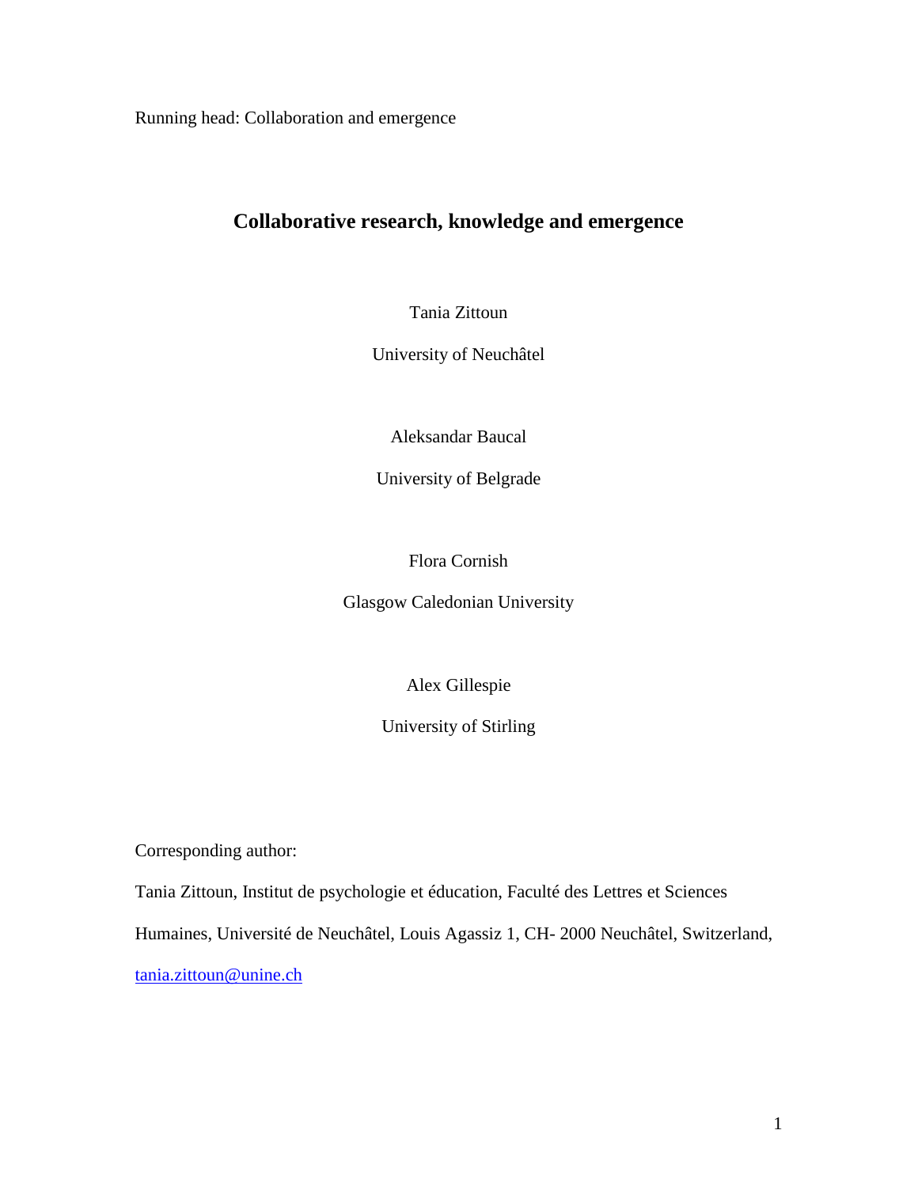# Collaborative research, knowledge and emergence

Tania Zittoun

University of Neuchâtel

Aleksandar Baucal

University of Belgrade

Flora Cornish

Glasgow Caledonian University

Alex Gillespie

University of Stirling

Corresponding author:

Tania Zittoun, Institut de psychologie et éducation, Faculté des Lettres et Sciences Humaines, Université de Neuchâtel, Louis Agassiz 1, CH- 2000 Neuchâtel, Switzerland, tania.zittoun@unine.ch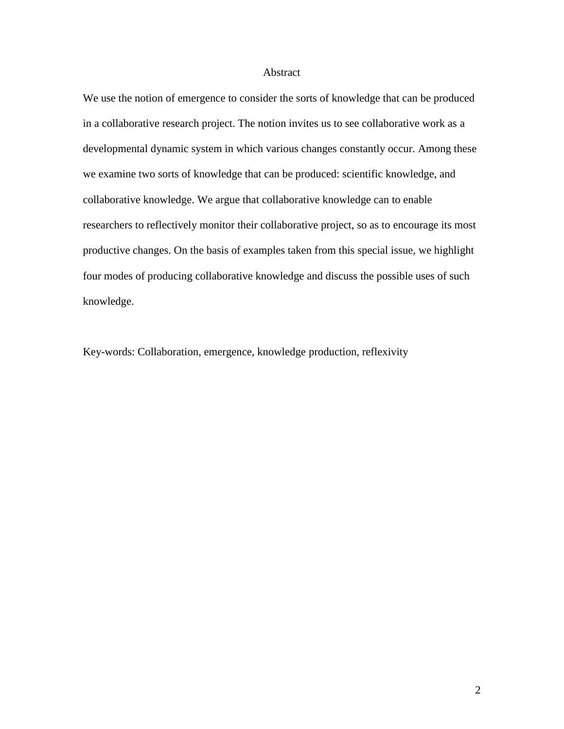# Abstract

We use the notion of emergence to consider the sorts of knowledge that can be produced in a collaborative research project. The notion invites us to see collaborative work as a developmental dynamic system in which various changes constantly occur. Among these we examine two sorts of knowledge that can be produced: scientific knowledge, and collaborative knowledge. We argue that collaborative knowledge can to enable researchers to reflectively monitor their collaborative project, so as to encourage its most productive changes. On the basis of examples taken from this special issue, we highlight four modes of producing collaborative knowledge and discuss the possible uses of such knowledge.

Key-words: Collaboration, emergence, knowledge production, reflexivity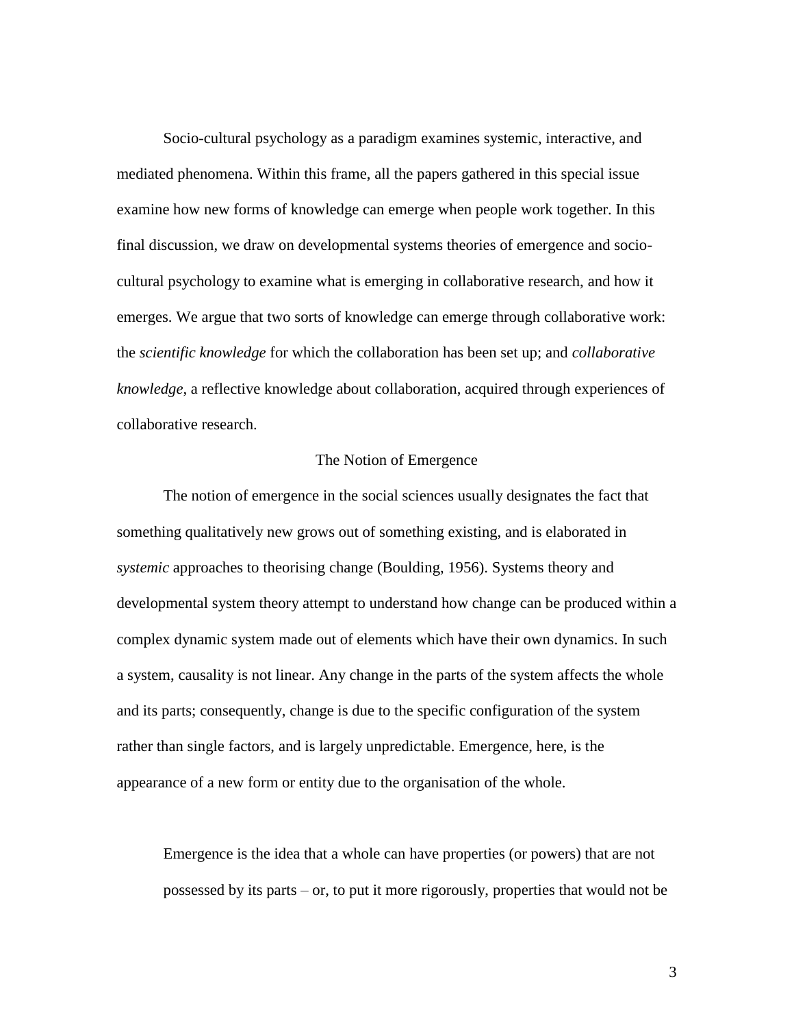Socio-cultural psychology as a paradigm examines systemic, interactive, and mediated phenomena. Within this frame, all the papers gathered in this special issue examine how new forms of knowledge can emerge when people work together. In this final discussion, we draw on developmental systems theories of emergence and socio-cultural psychology to examine what is emerging in collaborative research, and how it emerges. We argue that two sorts of knowledge can emerge through collaborative work: the *scientific knowledge* for which the collaboration has been set up; and *collaborative knowledge*, a reflective knowledge about collaboration, acquired through experiences of collaborative research.

## The Notion of Emergence

The notion of emergence in the social sciences usually designates the fact that something qualitatively new grows out of something existing, and is elaborated in *systemic* approaches to theorising change (Boulding, 1956). Systems theory and developmental system theory attempt to understand how change can be produced within a complex dynamic system made out of elements which have their own dynamics. In such a system, causality is not linear. Any change in the parts of the system affects the whole and its parts; consequently, change is due to the specific configuration of the system rather than single factors, and is largely unpredictable. Emergence, here, is the appearance of a new form or entity due to the organisation of the whole.

> Emergence is the idea that a whole can have properties (or powers) that are not possessed by its parts – or, to put it more rigorously, properties that would not be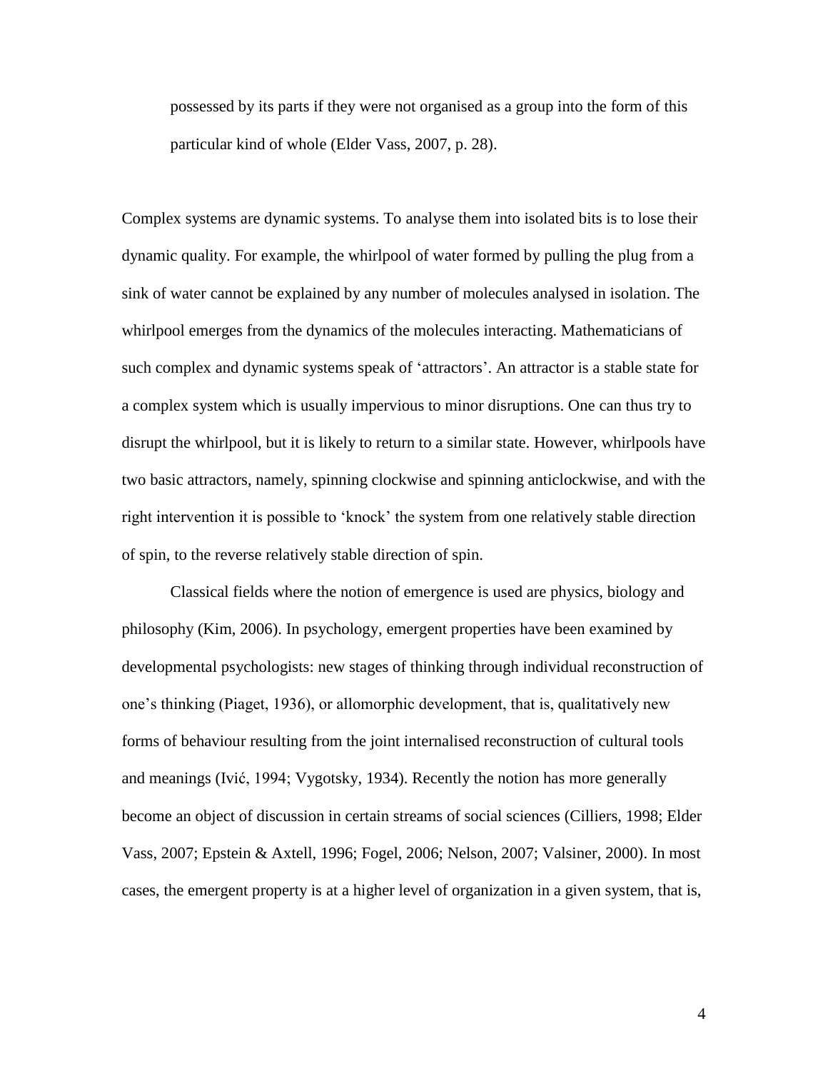possessed by its parts if they were not organised as a group into the form of this particular kind of whole (Elder Vass, 2007, p. 28).

Complex systems are dynamic systems. To analyse them into isolated bits is to lose their dynamic quality. For example, the whirlpool of water formed by pulling the plug from a sink of water cannot be explained by any number of molecules analysed in isolation. The whirlpool emerges from the dynamics of the molecules interacting. Mathematicians of such complex and dynamic systems speak of 'attractors'. An attractor is a stable state for a complex system which is usually impervious to minor disruptions. One can thus try to disrupt the whirlpool, but it is likely to return to a similar state. However, whirlpools have two basic attractors, namely, spinning clockwise and spinning anticlockwise, and with the right intervention it is possible to 'knock' the system from one relatively stable direction of spin, to the reverse relatively stable direction of spin.

Classical fields where the notion of emergence is used are physics, biology and philosophy (Kim, 2006). In psychology, emergent properties have been examined by developmental psychologists: new stages of thinking through individual reconstruction of one's thinking (Piaget, 1936), or allomorphic development, that is, qualitatively new forms of behaviour resulting from the joint internalised reconstruction of cultural tools and meanings (Ivić, 1994; Vygotsky, 1934). Recently the notion has more generally become an object of discussion in certain streams of social sciences (Cilliers, 1998; Elder Vass, 2007; Epstein & Axtell, 1996; Fogel, 2006; Nelson, 2007; Valsiner, 2000). In most cases, the emergent property is at a higher level of organization in a given system, that is,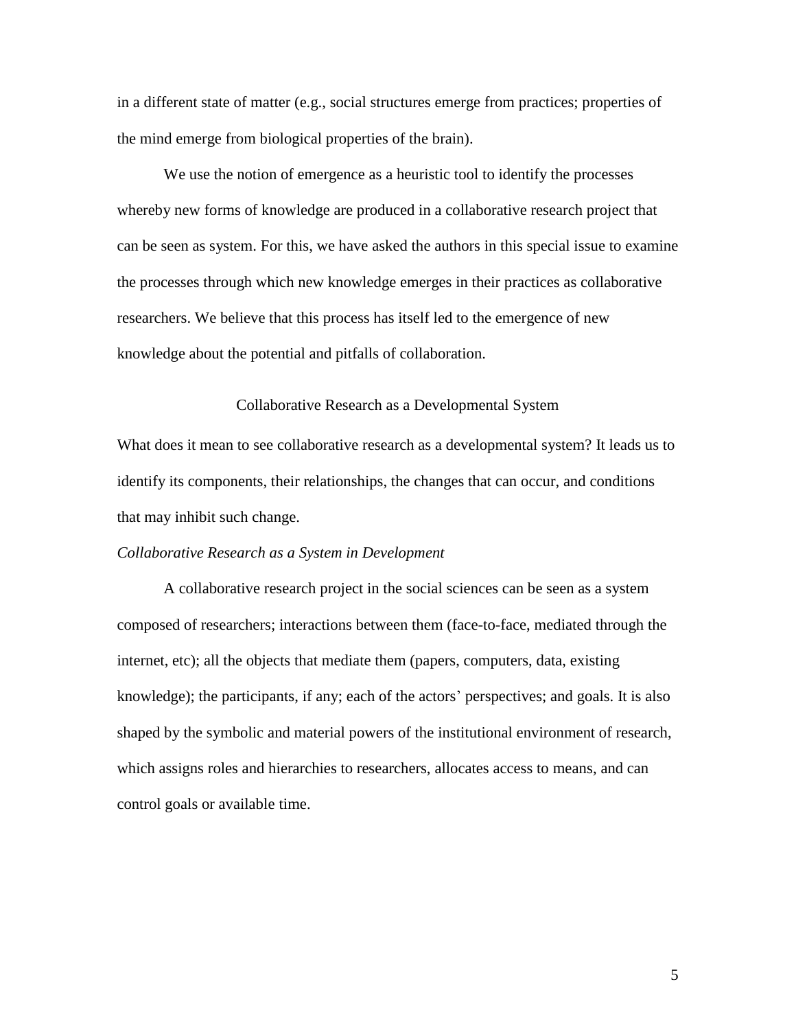in a different state of matter (e.g., social structures emerge from practices; properties of the mind emerge from biological properties of the brain).

We use the notion of emergence as a heuristic tool to identify the processes whereby new forms of knowledge are produced in a collaborative research project that can be seen as system. For this, we have asked the authors in this special issue to examine the processes through which new knowledge emerges in their practices as collaborative researchers. We believe that this process has itself led to the emergence of new knowledge about the potential and pitfalls of collaboration.

## Collaborative Research as a Developmental System

What does it mean to see collaborative research as a developmental system? It leads us to identify its components, their relationships, the changes that can occur, and conditions that may inhibit such change.

### *Collaborative Research as a System in Development*

A collaborative research project in the social sciences can be seen as a system composed of researchers; interactions between them (face-to-face, mediated through the internet, etc); all the objects that mediate them (papers, computers, data, existing knowledge); the participants, if any; each of the actors' perspectives; and goals. It is also shaped by the symbolic and material powers of the institutional environment of research, which assigns roles and hierarchies to researchers, allocates access to means, and can control goals or available time.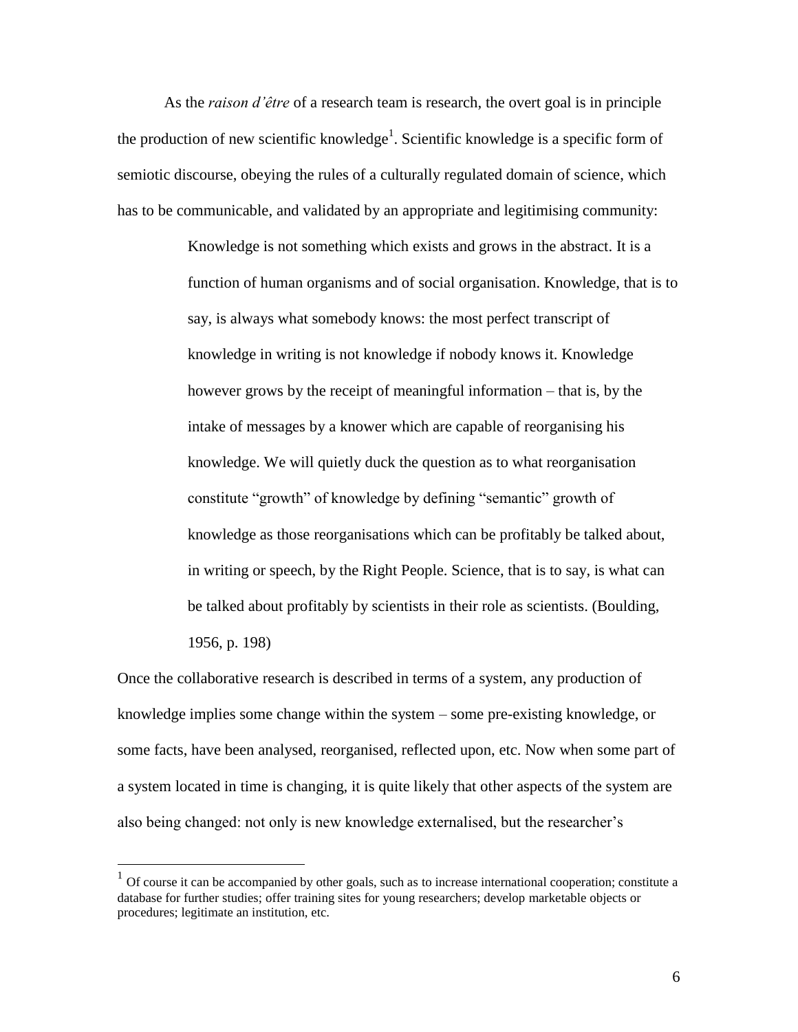As the *raison d'être* of a research team is research, the overt goal is in principle the production of new scientific knowledge[1]. Scientific knowledge is a specific form of semiotic discourse, obeying the rules of a culturally regulated domain of science, which has to be communicable, and validated by an appropriate and legitimising community:

> Knowledge is not something which exists and grows in the abstract. It is a function of human organisms and of social organisation. Knowledge, that is to say, is always what somebody knows: the most perfect transcript of knowledge in writing is not knowledge if nobody knows it. Knowledge however grows by the receipt of meaningful information – that is, by the intake of messages by a knower which are capable of reorganising his knowledge. We will quietly duck the question as to what reorganisation constitute "growth" of knowledge by defining "semantic" growth of knowledge as those reorganisations which can be profitably be talked about, in writing or speech, by the Right People. Science, that is to say, is what can be talked about profitably by scientists in their role as scientists. (Boulding, 1956, p. 198)

Once the collaborative research is described in terms of a system, any production of knowledge implies some change within the system – some pre-existing knowledge, or some facts, have been analysed, reorganised, reflected upon, etc. Now when some part of a system located in time is changing, it is quite likely that other aspects of the system are also being changed: not only is new knowledge externalised, but the researcher's

[1] Of course it can be accompanied by other goals, such as to increase international cooperation; constitute a database for further studies; offer training sites for young researchers; develop marketable objects or procedures; legitimate an institution, etc.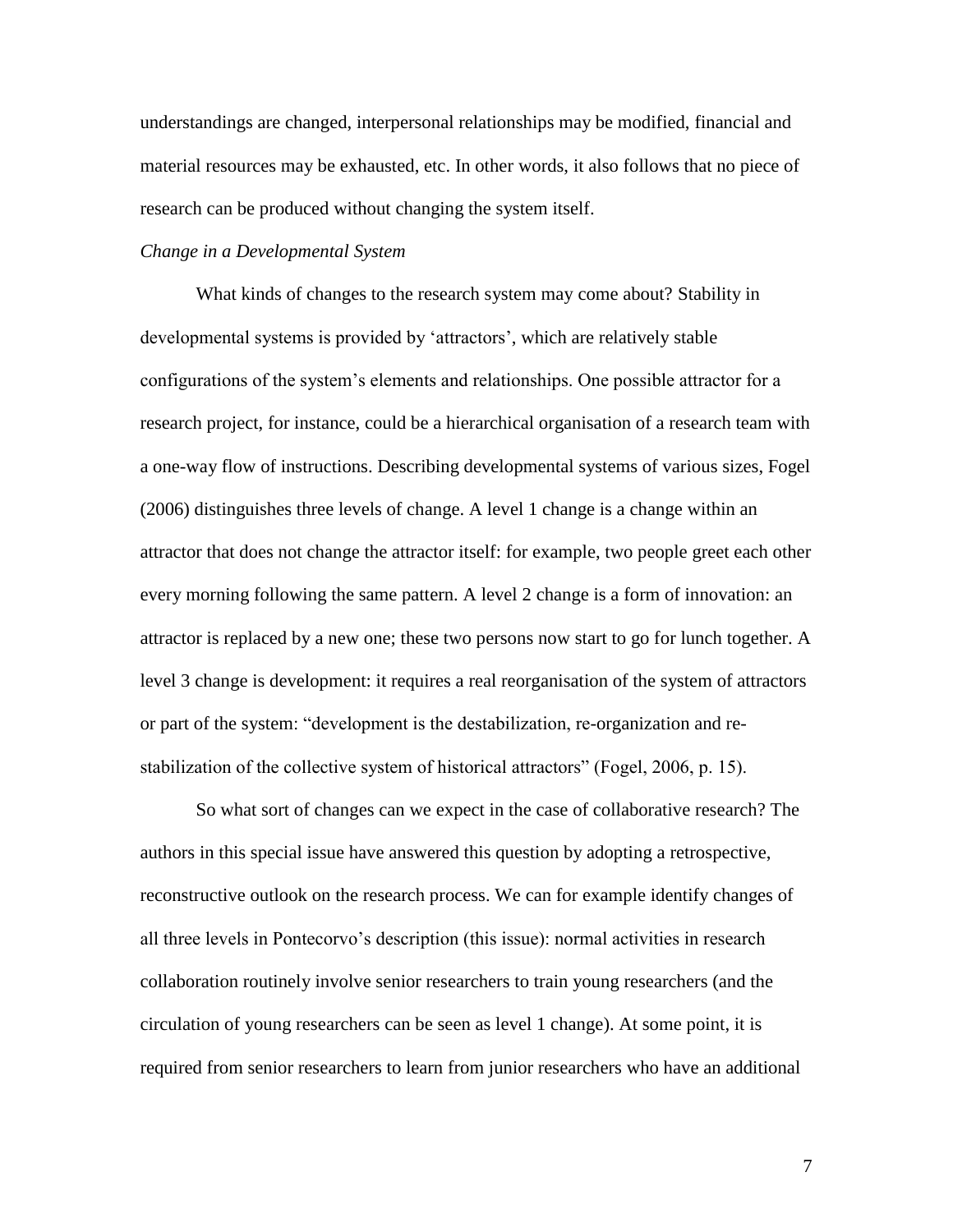understandings are changed, interpersonal relationships may be modified, financial and material resources may be exhausted, etc. In other words, it also follows that no piece of research can be produced without changing the system itself.

*Change in a Developmental System*

What kinds of changes to the research system may come about? Stability in developmental systems is provided by 'attractors', which are relatively stable configurations of the system's elements and relationships. One possible attractor for a research project, for instance, could be a hierarchical organisation of a research team with a one-way flow of instructions. Describing developmental systems of various sizes, Fogel (2006) distinguishes three levels of change. A level 1 change is a change within an attractor that does not change the attractor itself: for example, two people greet each other every morning following the same pattern. A level 2 change is a form of innovation: an attractor is replaced by a new one; these two persons now start to go for lunch together. A level 3 change is development: it requires a real reorganisation of the system of attractors or part of the system: "development is the destabilization, re-organization and re-stabilization of the collective system of historical attractors" (Fogel, 2006, p. 15).

So what sort of changes can we expect in the case of collaborative research? The authors in this special issue have answered this question by adopting a retrospective, reconstructive outlook on the research process. We can for example identify changes of all three levels in Pontecorvo's description (this issue): normal activities in research collaboration routinely involve senior researchers to train young researchers (and the circulation of young researchers can be seen as level 1 change). At some point, it is required from senior researchers to learn from junior researchers who have an additional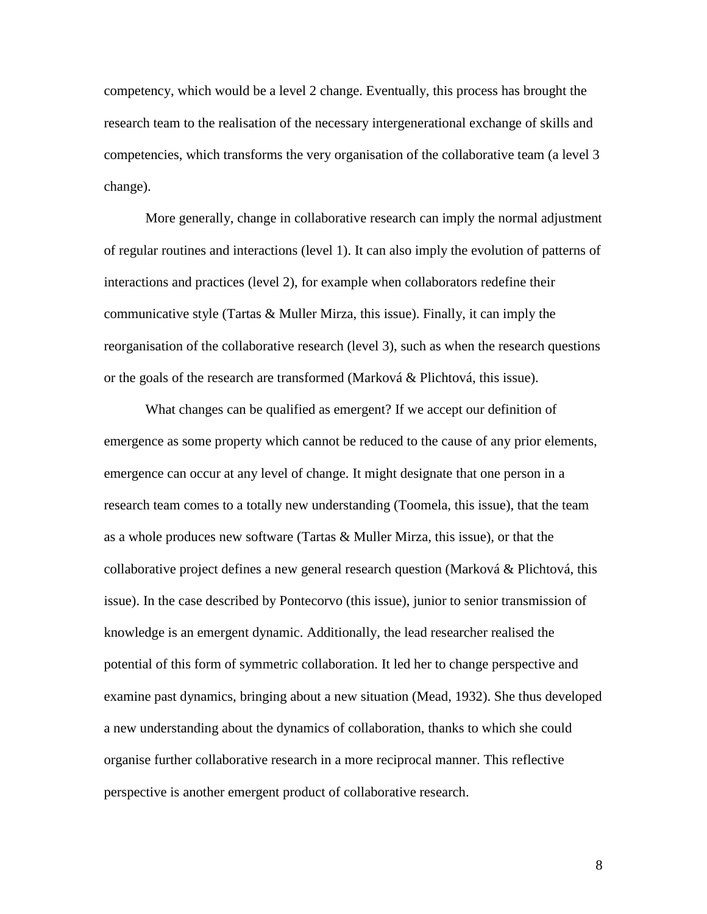competency, which would be a level 2 change. Eventually, this process has brought the research team to the realisation of the necessary intergenerational exchange of skills and competencies, which transforms the very organisation of the collaborative team (a level 3 change).

More generally, change in collaborative research can imply the normal adjustment of regular routines and interactions (level 1). It can also imply the evolution of patterns of interactions and practices (level 2), for example when collaborators redefine their communicative style (Tartas & Muller Mirza, this issue). Finally, it can imply the reorganisation of the collaborative research (level 3), such as when the research questions or the goals of the research are transformed (Marková & Plichtová, this issue).

What changes can be qualified as emergent? If we accept our definition of emergence as some property which cannot be reduced to the cause of any prior elements, emergence can occur at any level of change. It might designate that one person in a research team comes to a totally new understanding (Toomela, this issue), that the team as a whole produces new software (Tartas & Muller Mirza, this issue), or that the collaborative project defines a new general research question (Marková & Plichtová, this issue). In the case described by Pontecorvo (this issue), junior to senior transmission of knowledge is an emergent dynamic. Additionally, the lead researcher realised the potential of this form of symmetric collaboration. It led her to change perspective and examine past dynamics, bringing about a new situation (Mead, 1932). She thus developed a new understanding about the dynamics of collaboration, thanks to which she could organise further collaborative research in a more reciprocal manner. This reflective perspective is another emergent product of collaborative research.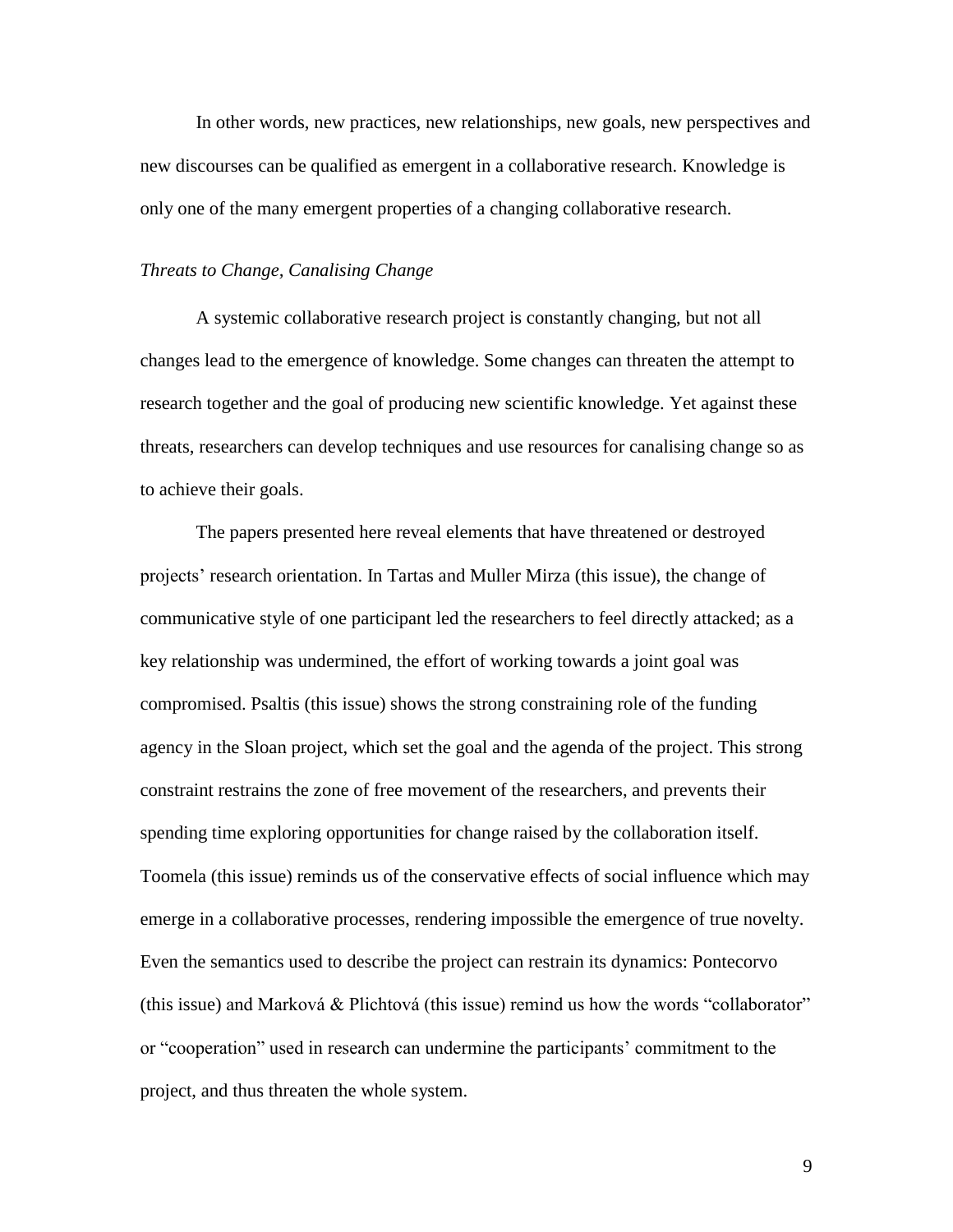In other words, new practices, new relationships, new goals, new perspectives and new discourses can be qualified as emergent in a collaborative research. Knowledge is only one of the many emergent properties of a changing collaborative research.

*Threats to Change, Canalising Change*

A systemic collaborative research project is constantly changing, but not all changes lead to the emergence of knowledge. Some changes can threaten the attempt to research together and the goal of producing new scientific knowledge. Yet against these threats, researchers can develop techniques and use resources for canalising change so as to achieve their goals.

The papers presented here reveal elements that have threatened or destroyed projects' research orientation. In Tartas and Muller Mirza (this issue), the change of communicative style of one participant led the researchers to feel directly attacked; as a key relationship was undermined, the effort of working towards a joint goal was compromised. Psaltis (this issue) shows the strong constraining role of the funding agency in the Sloan project, which set the goal and the agenda of the project. This strong constraint restrains the zone of free movement of the researchers, and prevents their spending time exploring opportunities for change raised by the collaboration itself. Toomela (this issue) reminds us of the conservative effects of social influence which may emerge in a collaborative processes, rendering impossible the emergence of true novelty. Even the semantics used to describe the project can restrain its dynamics: Pontecorvo (this issue) and Marková & Plichtová (this issue) remind us how the words "collaborator" or "cooperation" used in research can undermine the participants' commitment to the project, and thus threaten the whole system.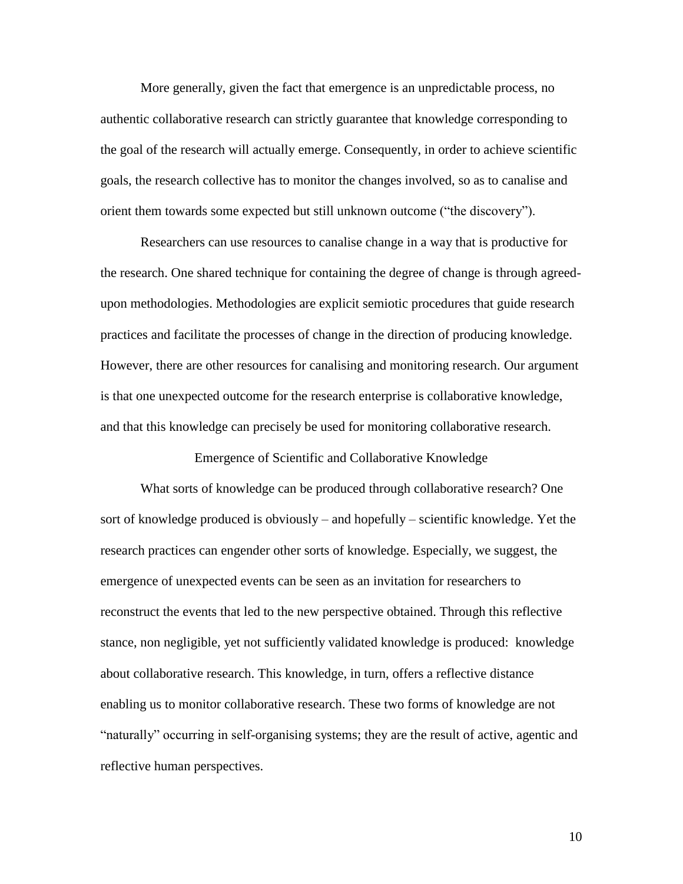More generally, given the fact that emergence is an unpredictable process, no authentic collaborative research can strictly guarantee that knowledge corresponding to the goal of the research will actually emerge. Consequently, in order to achieve scientific goals, the research collective has to monitor the changes involved, so as to canalise and orient them towards some expected but still unknown outcome ("the discovery").

Researchers can use resources to canalise change in a way that is productive for the research. One shared technique for containing the degree of change is through agreed-upon methodologies. Methodologies are explicit semiotic procedures that guide research practices and facilitate the processes of change in the direction of producing knowledge. However, there are other resources for canalising and monitoring research. Our argument is that one unexpected outcome for the research enterprise is collaborative knowledge, and that this knowledge can precisely be used for monitoring collaborative research.

## Emergence of Scientific and Collaborative Knowledge

What sorts of knowledge can be produced through collaborative research? One sort of knowledge produced is obviously – and hopefully – scientific knowledge. Yet the research practices can engender other sorts of knowledge. Especially, we suggest, the emergence of unexpected events can be seen as an invitation for researchers to reconstruct the events that led to the new perspective obtained. Through this reflective stance, non negligible, yet not sufficiently validated knowledge is produced: knowledge about collaborative research. This knowledge, in turn, offers a reflective distance enabling us to monitor collaborative research. These two forms of knowledge are not "naturally" occurring in self-organising systems; they are the result of active, agentic and reflective human perspectives.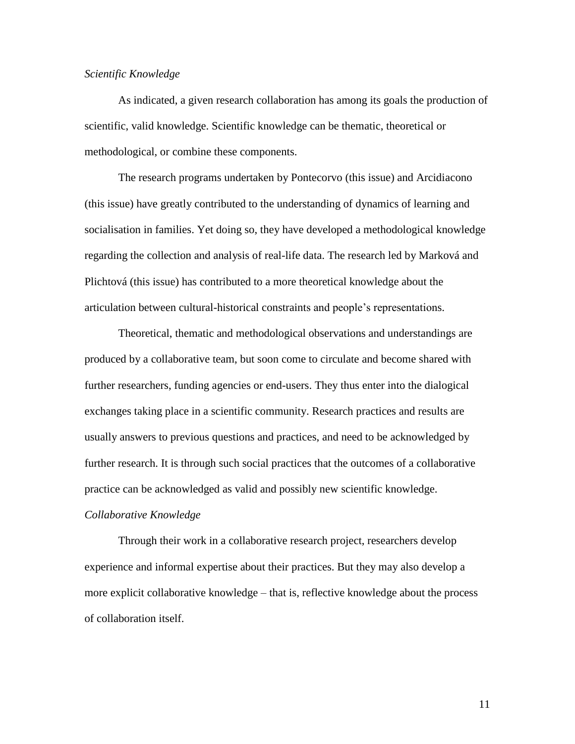*Scientific Knowledge*

As indicated, a given research collaboration has among its goals the production of scientific, valid knowledge. Scientific knowledge can be thematic, theoretical or methodological, or combine these components.

The research programs undertaken by Pontecorvo (this issue) and Arcidiacono (this issue) have greatly contributed to the understanding of dynamics of learning and socialisation in families. Yet doing so, they have developed a methodological knowledge regarding the collection and analysis of real-life data. The research led by Marková and Plichtová (this issue) has contributed to a more theoretical knowledge about the articulation between cultural-historical constraints and people's representations.

Theoretical, thematic and methodological observations and understandings are produced by a collaborative team, but soon come to circulate and become shared with further researchers, funding agencies or end-users. They thus enter into the dialogical exchanges taking place in a scientific community. Research practices and results are usually answers to previous questions and practices, and need to be acknowledged by further research. It is through such social practices that the outcomes of a collaborative practice can be acknowledged as valid and possibly new scientific knowledge.

*Collaborative Knowledge*

Through their work in a collaborative research project, researchers develop experience and informal expertise about their practices. But they may also develop a more explicit collaborative knowledge – that is, reflective knowledge about the process of collaboration itself.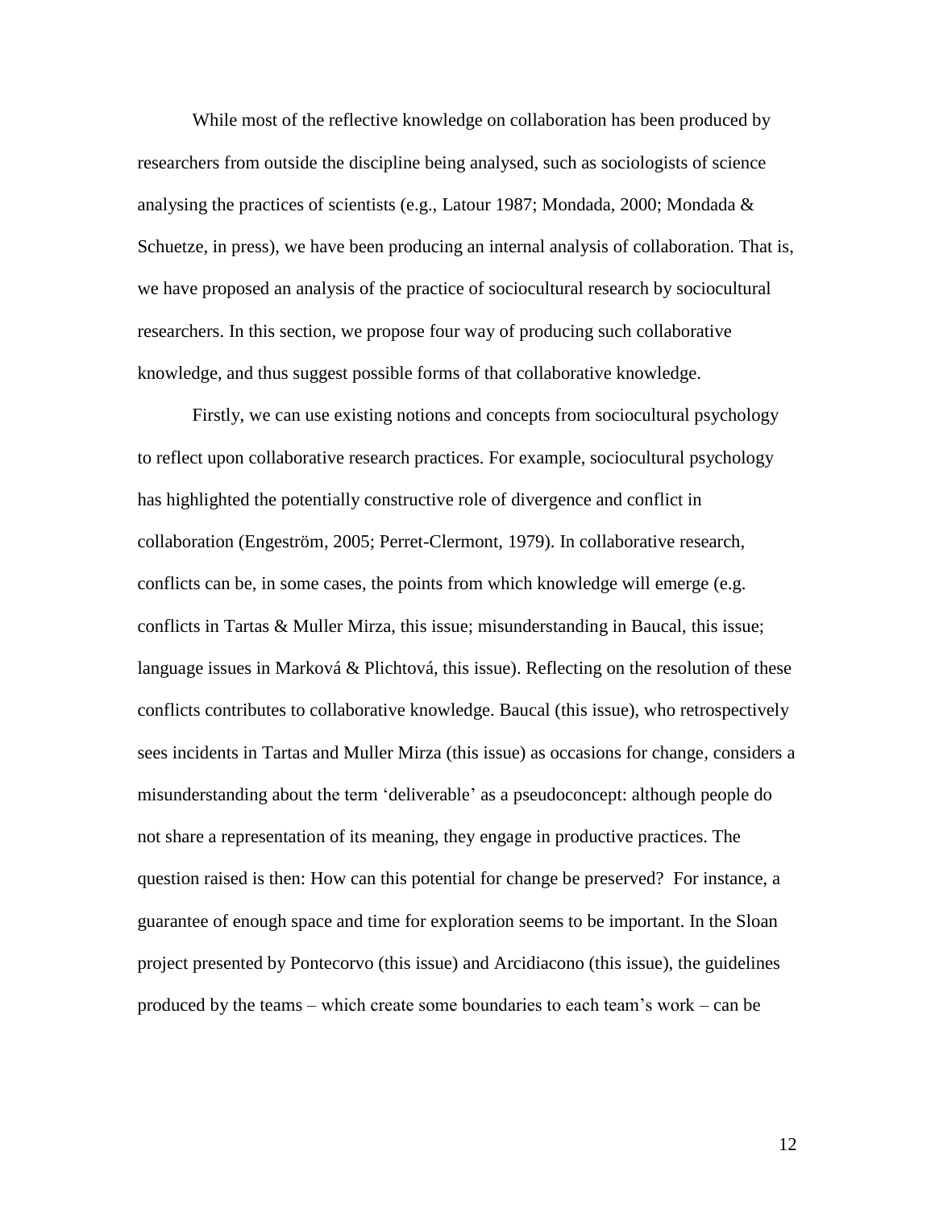While most of the reflective knowledge on collaboration has been produced by researchers from outside the discipline being analysed, such as sociologists of science analysing the practices of scientists (e.g., Latour 1987; Mondada, 2000; Mondada & Schuetze, in press), we have been producing an internal analysis of collaboration. That is, we have proposed an analysis of the practice of sociocultural research by sociocultural researchers. In this section, we propose four way of producing such collaborative knowledge, and thus suggest possible forms of that collaborative knowledge.

Firstly, we can use existing notions and concepts from sociocultural psychology to reflect upon collaborative research practices. For example, sociocultural psychology has highlighted the potentially constructive role of divergence and conflict in collaboration (Engeström, 2005; Perret-Clermont, 1979). In collaborative research, conflicts can be, in some cases, the points from which knowledge will emerge (e.g. conflicts in Tartas & Muller Mirza, this issue; misunderstanding in Baucal, this issue; language issues in Marková & Plichtová, this issue). Reflecting on the resolution of these conflicts contributes to collaborative knowledge. Baucal (this issue), who retrospectively sees incidents in Tartas and Muller Mirza (this issue) as occasions for change, considers a misunderstanding about the term 'deliverable' as a pseudoconcept: although people do not share a representation of its meaning, they engage in productive practices. The question raised is then: How can this potential for change be preserved? For instance, a guarantee of enough space and time for exploration seems to be important. In the Sloan project presented by Pontecorvo (this issue) and Arcidiacono (this issue), the guidelines produced by the teams – which create some boundaries to each team's work – can be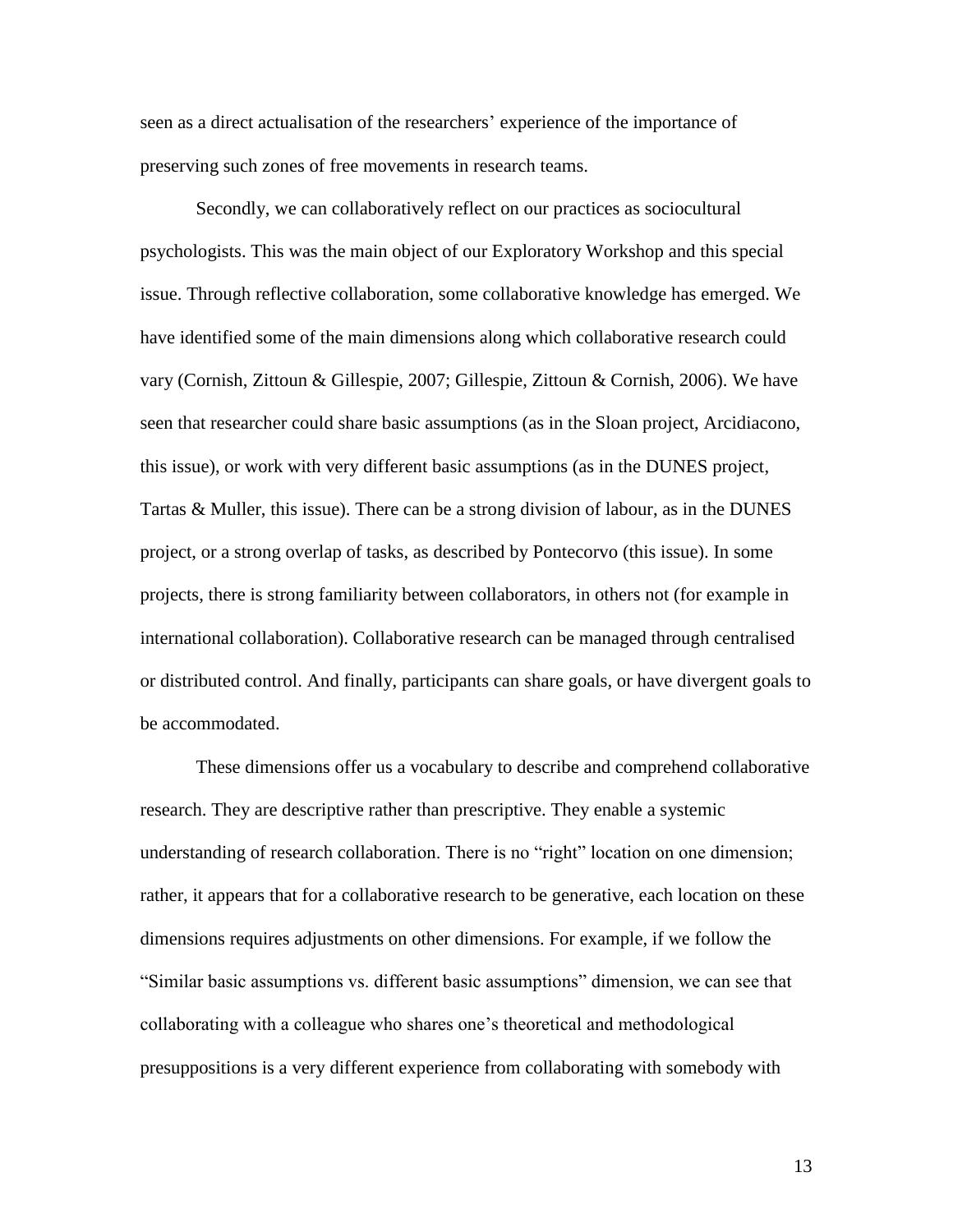seen as a direct actualisation of the researchers' experience of the importance of preserving such zones of free movements in research teams.

Secondly, we can collaboratively reflect on our practices as sociocultural psychologists. This was the main object of our Exploratory Workshop and this special issue. Through reflective collaboration, some collaborative knowledge has emerged. We have identified some of the main dimensions along which collaborative research could vary (Cornish, Zittoun & Gillespie, 2007; Gillespie, Zittoun & Cornish, 2006). We have seen that researcher could share basic assumptions (as in the Sloan project, Arcidiacono, this issue), or work with very different basic assumptions (as in the DUNES project, Tartas & Muller, this issue). There can be a strong division of labour, as in the DUNES project, or a strong overlap of tasks, as described by Pontecorvo (this issue). In some projects, there is strong familiarity between collaborators, in others not (for example in international collaboration). Collaborative research can be managed through centralised or distributed control. And finally, participants can share goals, or have divergent goals to be accommodated.

These dimensions offer us a vocabulary to describe and comprehend collaborative research. They are descriptive rather than prescriptive. They enable a systemic understanding of research collaboration. There is no "right" location on one dimension; rather, it appears that for a collaborative research to be generative, each location on these dimensions requires adjustments on other dimensions. For example, if we follow the "Similar basic assumptions vs. different basic assumptions" dimension, we can see that collaborating with a colleague who shares one's theoretical and methodological presuppositions is a very different experience from collaborating with somebody with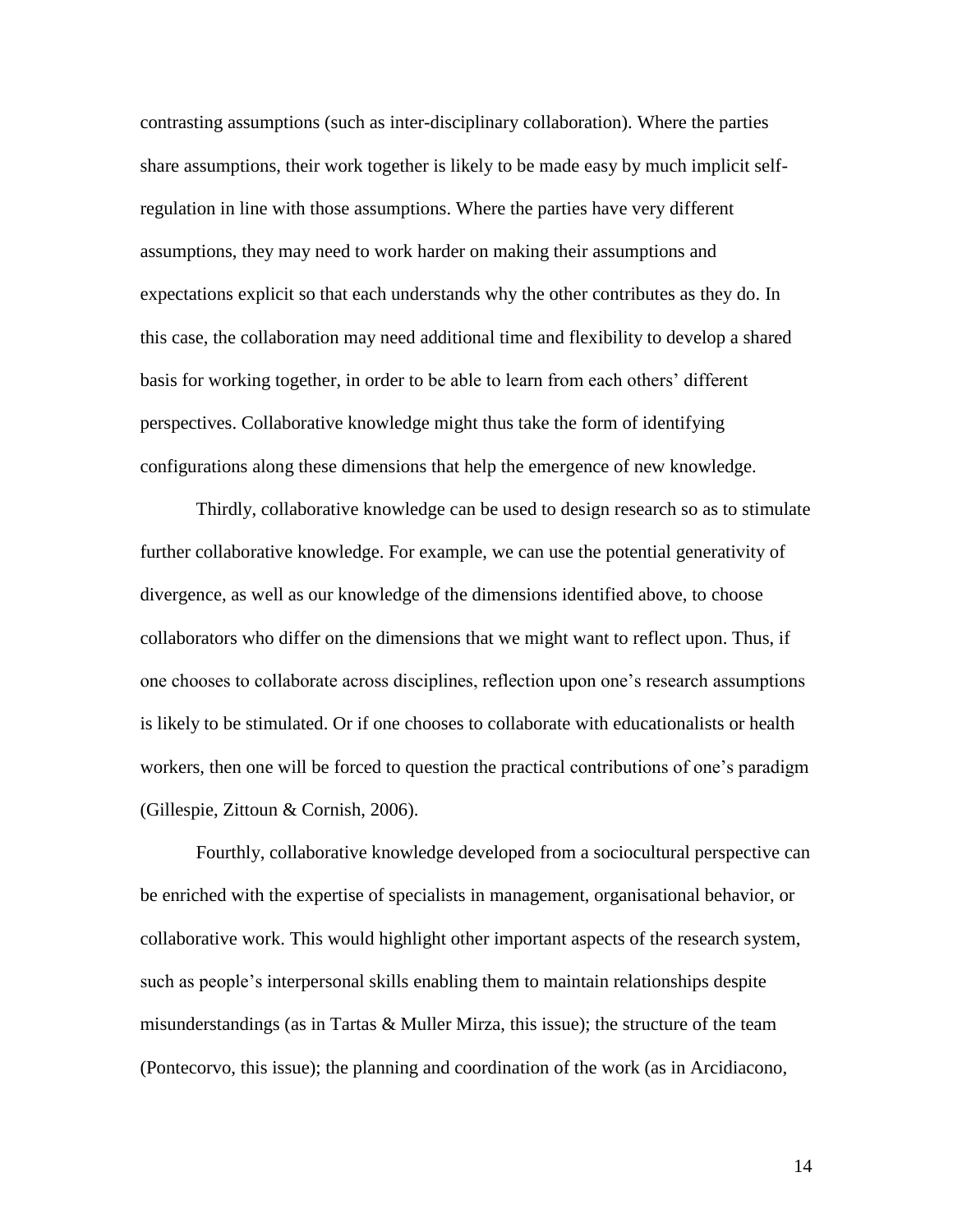contrasting assumptions (such as inter-disciplinary collaboration). Where the parties share assumptions, their work together is likely to be made easy by much implicit self-regulation in line with those assumptions. Where the parties have very different assumptions, they may need to work harder on making their assumptions and expectations explicit so that each understands why the other contributes as they do. In this case, the collaboration may need additional time and flexibility to develop a shared basis for working together, in order to be able to learn from each others' different perspectives. Collaborative knowledge might thus take the form of identifying configurations along these dimensions that help the emergence of new knowledge.

Thirdly, collaborative knowledge can be used to design research so as to stimulate further collaborative knowledge. For example, we can use the potential generativity of divergence, as well as our knowledge of the dimensions identified above, to choose collaborators who differ on the dimensions that we might want to reflect upon. Thus, if one chooses to collaborate across disciplines, reflection upon one's research assumptions is likely to be stimulated. Or if one chooses to collaborate with educationalists or health workers, then one will be forced to question the practical contributions of one's paradigm (Gillespie, Zittoun & Cornish, 2006).

Fourthly, collaborative knowledge developed from a sociocultural perspective can be enriched with the expertise of specialists in management, organisational behavior, or collaborative work. This would highlight other important aspects of the research system, such as people's interpersonal skills enabling them to maintain relationships despite misunderstandings (as in Tartas & Muller Mirza, this issue); the structure of the team (Pontecorvo, this issue); the planning and coordination of the work (as in Arcidiacono,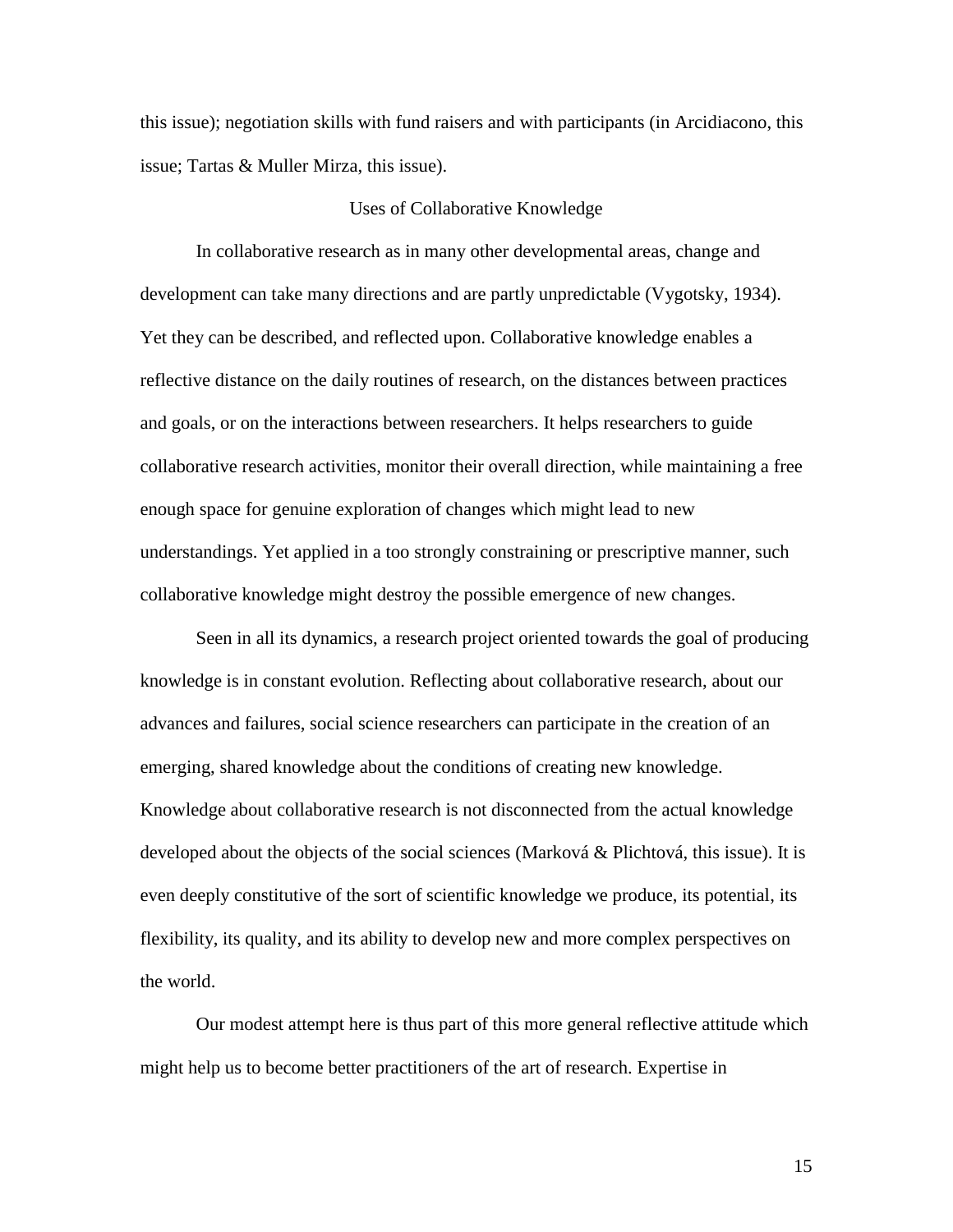this issue); negotiation skills with fund raisers and with participants (in Arcidiacono, this issue; Tartas & Muller Mirza, this issue).

## Uses of Collaborative Knowledge

In collaborative research as in many other developmental areas, change and development can take many directions and are partly unpredictable (Vygotsky, 1934). Yet they can be described, and reflected upon. Collaborative knowledge enables a reflective distance on the daily routines of research, on the distances between practices and goals, or on the interactions between researchers. It helps researchers to guide collaborative research activities, monitor their overall direction, while maintaining a free enough space for genuine exploration of changes which might lead to new understandings. Yet applied in a too strongly constraining or prescriptive manner, such collaborative knowledge might destroy the possible emergence of new changes.

Seen in all its dynamics, a research project oriented towards the goal of producing knowledge is in constant evolution. Reflecting about collaborative research, about our advances and failures, social science researchers can participate in the creation of an emerging, shared knowledge about the conditions of creating new knowledge. Knowledge about collaborative research is not disconnected from the actual knowledge developed about the objects of the social sciences (Marková & Plichtová, this issue). It is even deeply constitutive of the sort of scientific knowledge we produce, its potential, its flexibility, its quality, and its ability to develop new and more complex perspectives on the world.

Our modest attempt here is thus part of this more general reflective attitude which might help us to become better practitioners of the art of research. Expertise in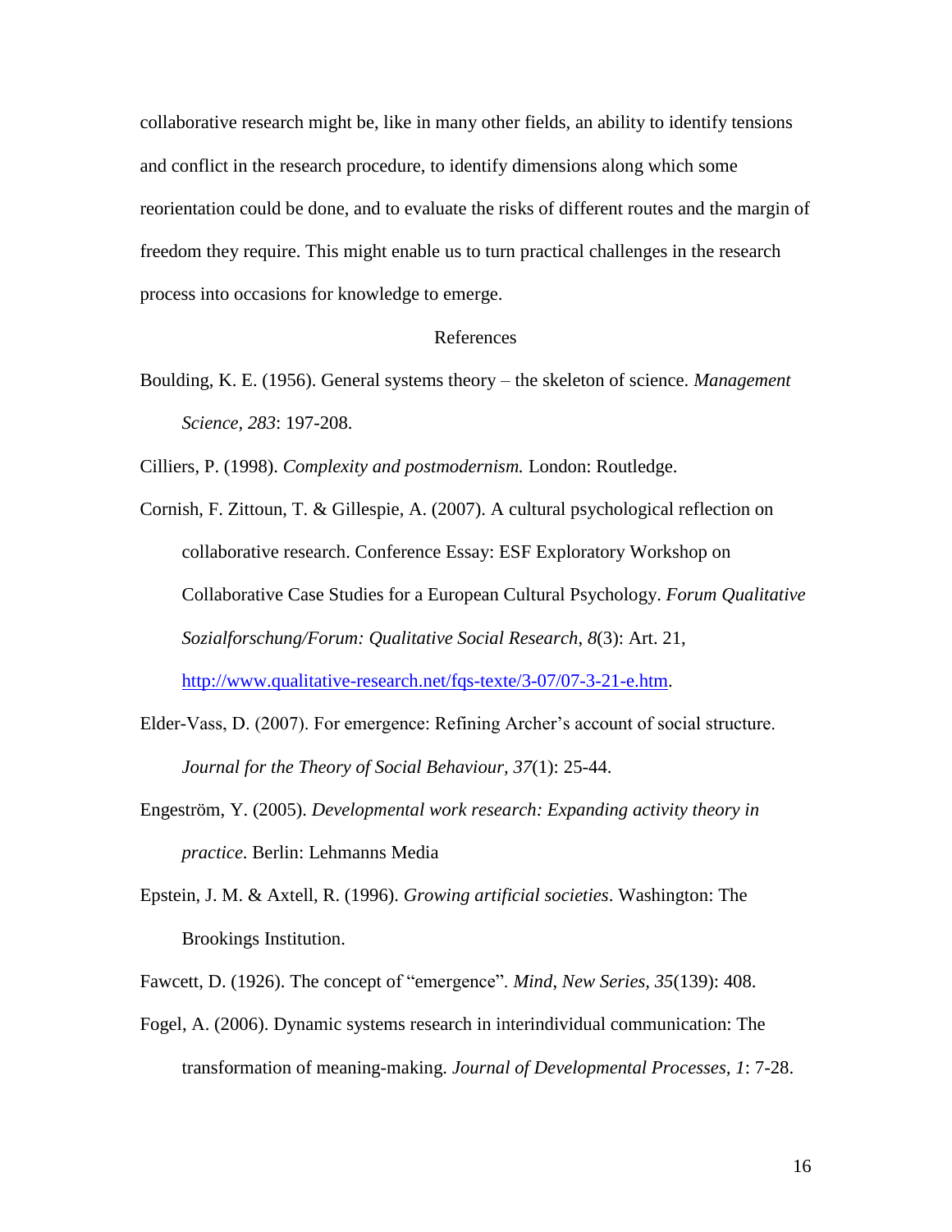collaborative research might be, like in many other fields, an ability to identify tensions and conflict in the research procedure, to identify dimensions along which some reorientation could be done, and to evaluate the risks of different routes and the margin of freedom they require. This might enable us to turn practical challenges in the research process into occasions for knowledge to emerge.

## References

Boulding, K. E. (1956). General systems theory – the skeleton of science. *Management Science, 283*: 197-208.

Cilliers, P. (1998). *Complexity and postmodernism.* London: Routledge.

Cornish, F. Zittoun, T. & Gillespie, A. (2007). A cultural psychological reflection on collaborative research. Conference Essay: ESF Exploratory Workshop on Collaborative Case Studies for a European Cultural Psychology. *Forum Qualitative Sozialforschung/Forum: Qualitative Social Research*, *8*(3): Art. 21, http://www.qualitative-research.net/fqs-texte/3-07/07-3-21-e.htm.

Elder-Vass, D. (2007). For emergence: Refining Archer's account of social structure. *Journal for the Theory of Social Behaviour, 37*(1): 25-44.

Engeström, Y. (2005). *Developmental work research: Expanding activity theory in practice*. Berlin: Lehmanns Media

Epstein, J. M. & Axtell, R. (1996). *Growing artificial societies*. Washington: The Brookings Institution.

Fawcett, D. (1926). The concept of "emergence". *Mind*, *New Series*, *35*(139): 408.

Fogel, A. (2006). Dynamic systems research in interindividual communication: The transformation of meaning-making. *Journal of Developmental Processes*, *1*: 7-28.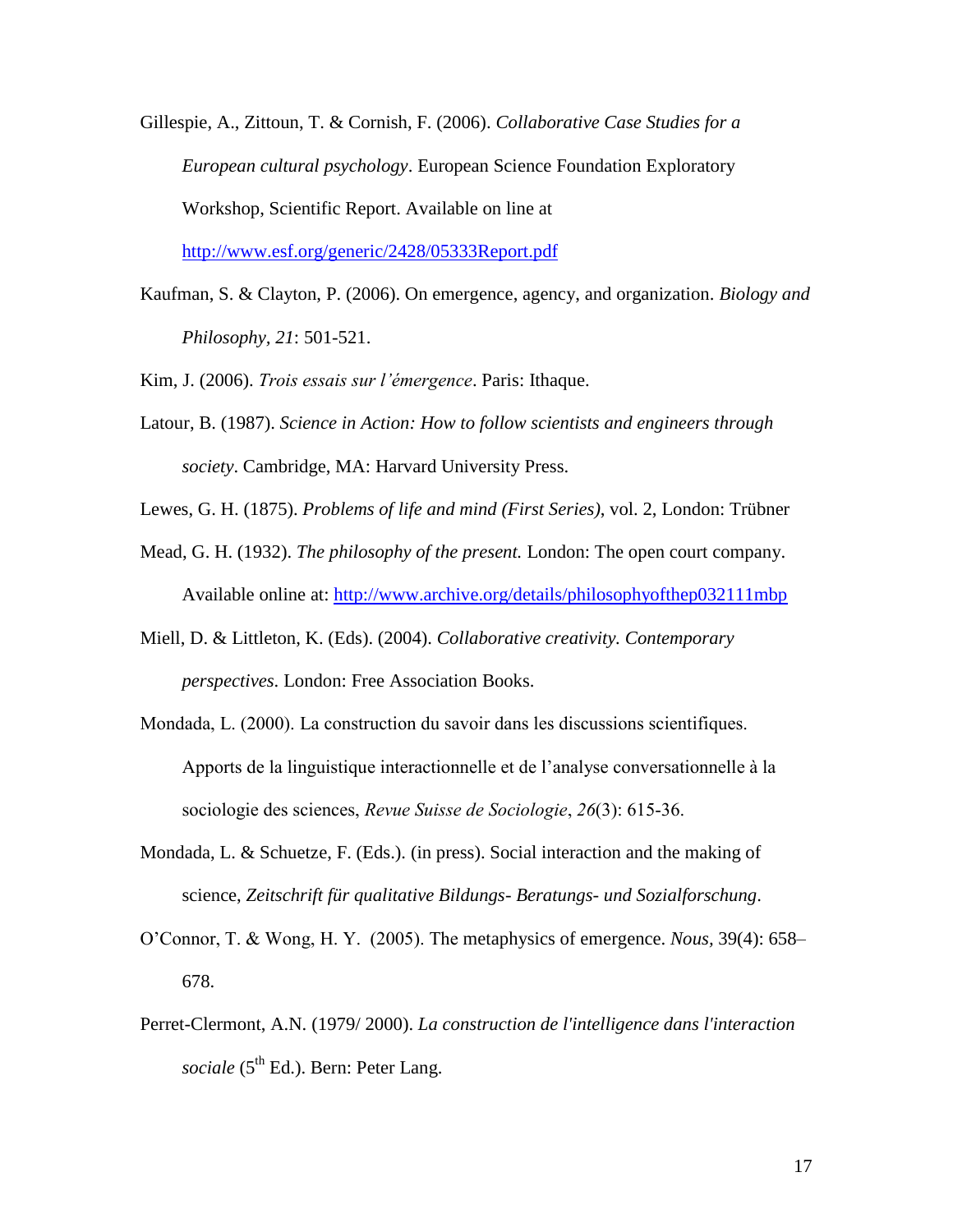Gillespie, A., Zittoun, T. & Cornish, F. (2006). *Collaborative Case Studies for a European cultural psychology*. European Science Foundation Exploratory Workshop, Scientific Report. Available on line at http://www.esf.org/generic/2428/05333Report.pdf

Kaufman, S. & Clayton, P. (2006). On emergence, agency, and organization. *Biology and Philosophy, 21*: 501-521.

Kim, J. (2006). *Trois essais sur l'émergence*. Paris: Ithaque.

Latour, B. (1987). *Science in Action: How to follow scientists and engineers through society*. Cambridge, MA: Harvard University Press.

Lewes, G. H. (1875). *Problems of life and mind (First Series)*, vol. 2, London: Trübner

Mead, G. H. (1932). *The philosophy of the present.* London: The open court company. Available online at: http://www.archive.org/details/philosophyofthep032111mbp

Miell, D. & Littleton, K. (Eds). (2004). *Collaborative creativity. Contemporary perspectives*. London: Free Association Books.

Mondada, L. (2000). La construction du savoir dans les discussions scientifiques. Apports de la linguistique interactionnelle et de l'analyse conversationnelle à la sociologie des sciences, *Revue Suisse de Sociologie*, *26*(3): 615-36.

Mondada, L. & Schuetze, F. (Eds.). (in press). Social interaction and the making of science, *Zeitschrift für qualitative Bildungs- Beratungs- und Sozialforschung*.

O'Connor, T. & Wong, H. Y. (2005). The metaphysics of emergence. *Nous,* 39(4): 658–678.

Perret-Clermont, A.N. (1979/ 2000). *La construction de l'intelligence dans l'interaction sociale* (5th Ed.). Bern: Peter Lang.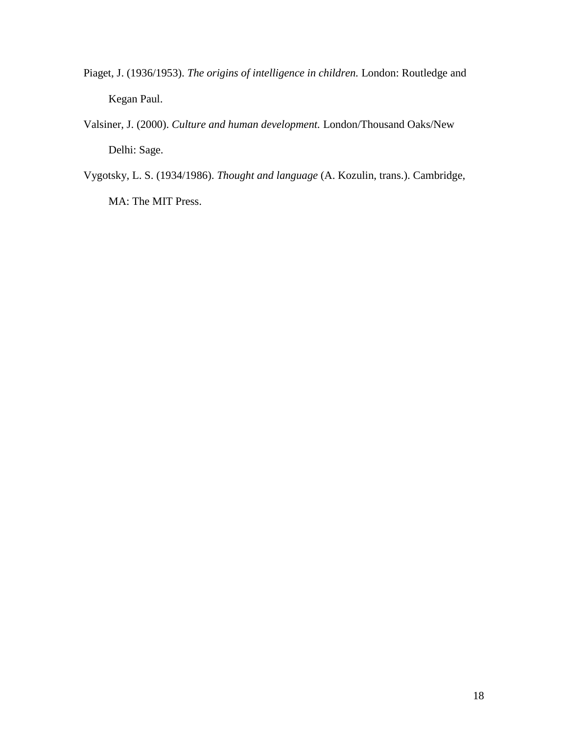Piaget, J. (1936/1953). *The origins of intelligence in children.* London: Routledge and Kegan Paul.

Valsiner, J. (2000). *Culture and human development.* London/Thousand Oaks/New Delhi: Sage.

Vygotsky, L. S. (1934/1986). *Thought and language* (A. Kozulin, trans.). Cambridge, MA: The MIT Press.